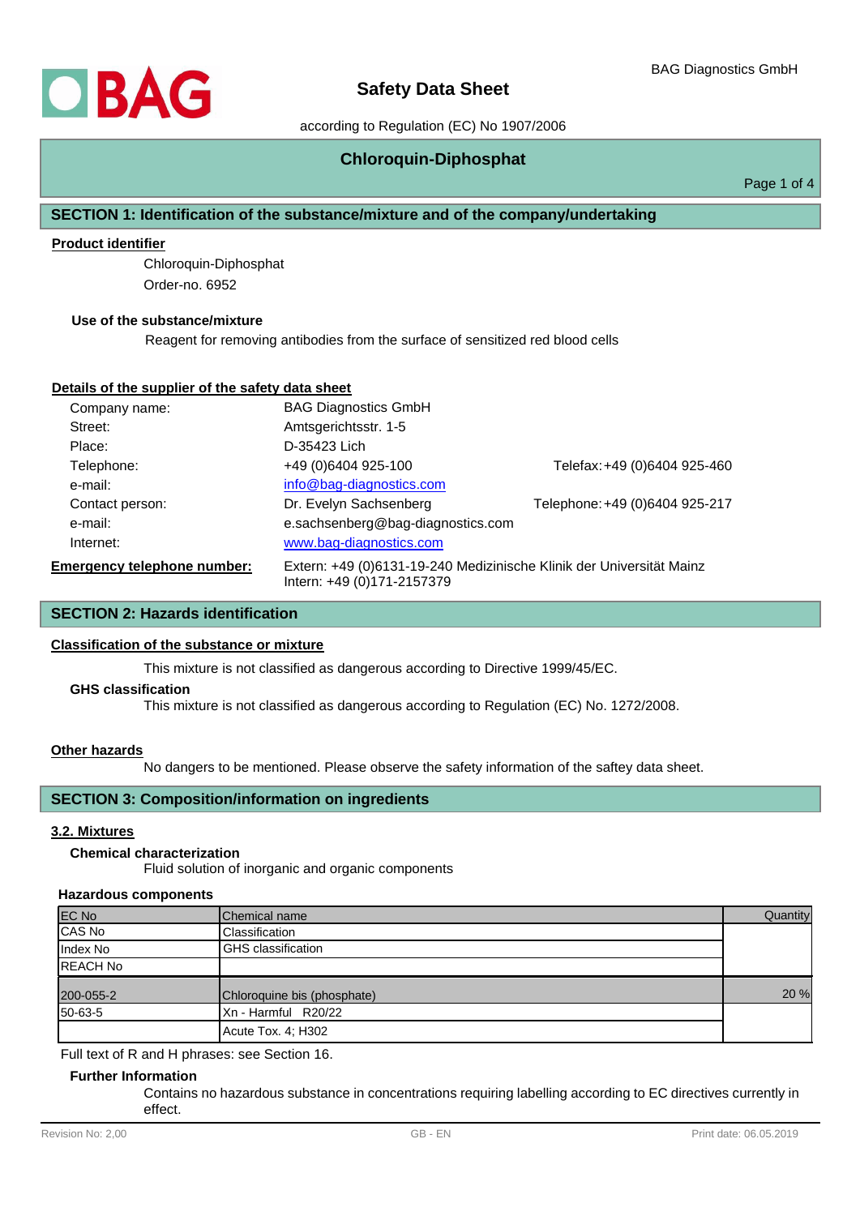# Safety Data Sheet

according to Regulation (EC) No 1907/2006

## Chloroquin-Diphosphat

## SECTION 1: Identification of the substance/mixture and of the company/undertaking

**Product identifier**

Chloroquin-Diphosphat

Order-no. 6952

**Use of the substance/mixture**

Reagent for removing antibodies from the surface of sensitized red blood cells

**Details of the supplier of the safety data sheet**

| | | |
|---|---|---|
| Company name: | BAG Diagnostics GmbH | |
| Street: | Amtsgerichtsstr. 1-5 | |
| Place: | D-35423 Lich | |
| Telephone: | +49 (0)6404 925-100 | Telefax: +49 (0)6404 925-460 |
| e-mail: | info@bag-diagnostics.com | |
| Contact person: | Dr. Evelyn Sachsenberg | Telephone: +49 (0)6404 925-217 |
| e-mail: | e.sachsenberg@bag-diagnostics.com | |
| Internet: | www.bag-diagnostics.com | |

**Emergency telephone number:** Extern: +49 (0)6131-19-240 Medizinische Klinik der Universität Mainz
Intern: +49 (0)171-2157379

## SECTION 2: Hazards identification

**Classification of the substance or mixture**

This mixture is not classified as dangerous according to Directive 1999/45/EC.

**GHS classification**

This mixture is not classified as dangerous according to Regulation (EC) No. 1272/2008.

**Other hazards**

No dangers to be mentioned. Please observe the safety information of the saftey data sheet.

## SECTION 3: Composition/information on ingredients

**3.2. Mixtures**

**Chemical characterization**

Fluid solution of inorganic and organic components

**Hazardous components**

| EC No / CAS No / Index No / REACH No | Chemical name / Classification / GHS classification | Quantity |
|---|---|---|
| 200-055-2 | Chloroquine bis (phosphate) | 20 % |
| 50-63-5 | Xn - Harmful R20/22 | |
| | Acute Tox. 4; H302 | |

Full text of R and H phrases: see Section 16.

**Further Information**

Contains no hazardous substance in concentrations requiring labelling according to EC directives currently in effect.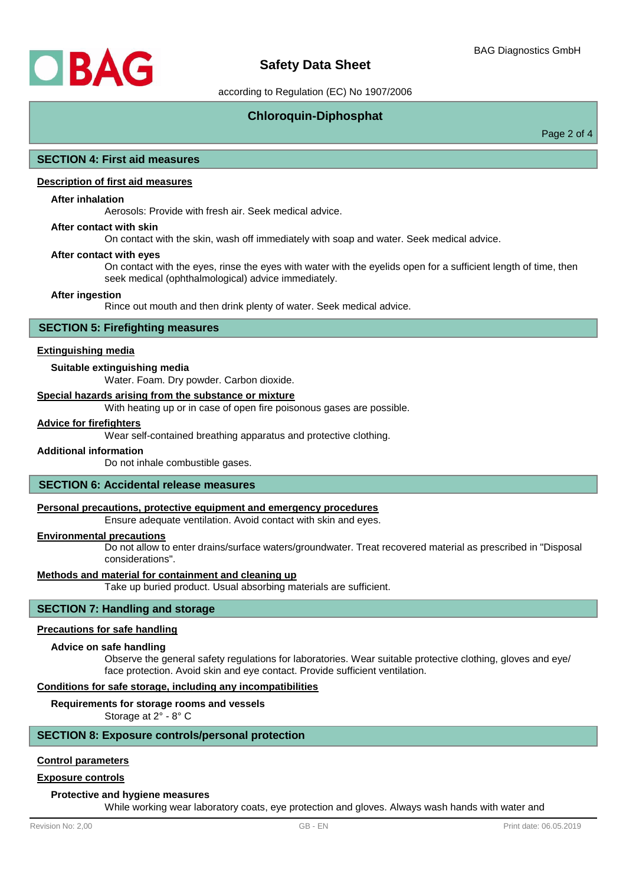## SECTION 4: First aid measures

**Description of first aid measures**

**After inhalation**

Aerosols: Provide with fresh air. Seek medical advice.

**After contact with skin**

On contact with the skin, wash off immediately with soap and water. Seek medical advice.

**After contact with eyes**

On contact with the eyes, rinse the eyes with water with the eyelids open for a sufficient length of time, then seek medical (ophthalmological) advice immediately.

**After ingestion**

Rince out mouth and then drink plenty of water. Seek medical advice.

## SECTION 5: Firefighting measures

**Extinguishing media**

**Suitable extinguishing media**

Water. Foam. Dry powder. Carbon dioxide.

**Special hazards arising from the substance or mixture**

With heating up or in case of open fire poisonous gases are possible.

**Advice for firefighters**

Wear self-contained breathing apparatus and protective clothing.

**Additional information**

Do not inhale combustible gases.

## SECTION 6: Accidental release measures

**Personal precautions, protective equipment and emergency procedures**

Ensure adequate ventilation. Avoid contact with skin and eyes.

**Environmental precautions**

Do not allow to enter drains/surface waters/groundwater. Treat recovered material as prescribed in "Disposal considerations".

**Methods and material for containment and cleaning up**

Take up buried product. Usual absorbing materials are sufficient.

## SECTION 7: Handling and storage

**Precautions for safe handling**

**Advice on safe handling**

Observe the general safety regulations for laboratories. Wear suitable protective clothing, gloves and eye/ face protection. Avoid skin and eye contact. Provide sufficient ventilation.

**Conditions for safe storage, including any incompatibilities**

**Requirements for storage rooms and vessels**

Storage at 2° - 8° C

## SECTION 8: Exposure controls/personal protection

**Control parameters**

**Exposure controls**

**Protective and hygiene measures**

While working wear laboratory coats, eye protection and gloves. Always wash hands with water and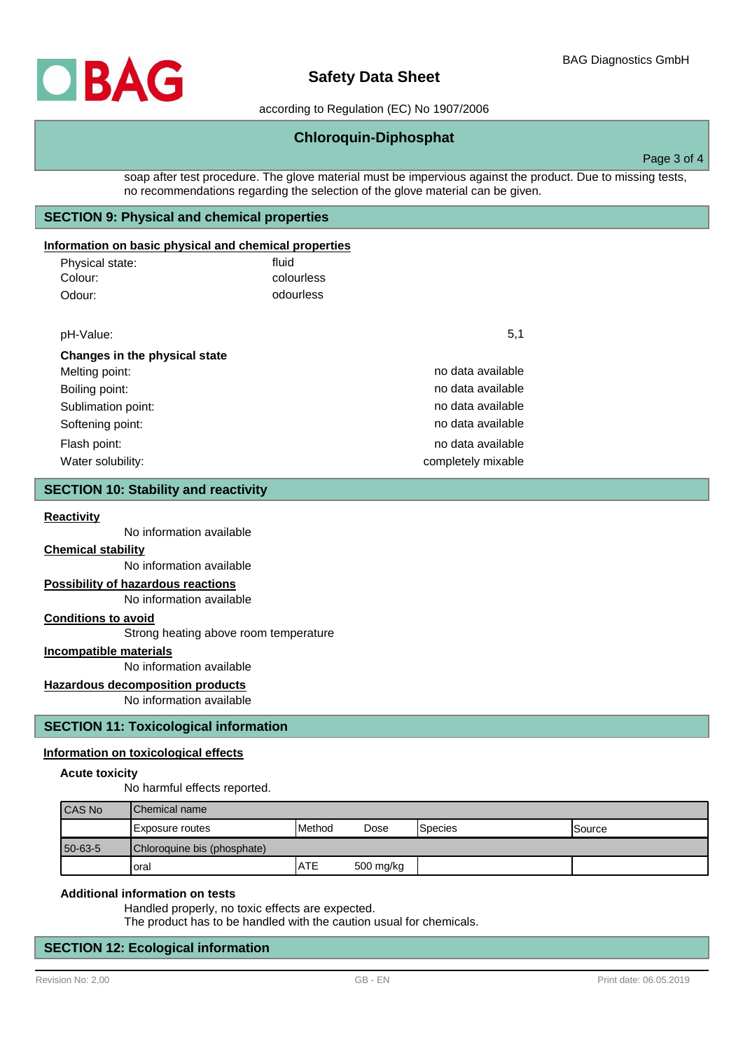soap after test procedure. The glove material must be impervious against the product. Due to missing tests, no recommendations regarding the selection of the glove material can be given.

## SECTION 9: Physical and chemical properties

**Information on basic physical and chemical properties**

| | |
|---|---|
| Physical state: | fluid |
| Colour: | colourless |
| Odour: | odourless |

| | |
|---|---|
| pH-Value: | 5,1 |

**Changes in the physical state**

| | |
|---|---|
| Melting point: | no data available |
| Boiling point: | no data available |
| Sublimation point: | no data available |
| Softening point: | no data available |
| Flash point: | no data available |
| Water solubility: | completely mixable |

## SECTION 10: Stability and reactivity

**Reactivity**

No information available

**Chemical stability**

No information available

**Possibility of hazardous reactions**

No information available

**Conditions to avoid**

Strong heating above room temperature

**Incompatible materials**

No information available

**Hazardous decomposition products**

No information available

## SECTION 11: Toxicological information

**Information on toxicological effects**

**Acute toxicity**

No harmful effects reported.

| CAS No | Chemical name | | | | |
|---|---|---|---|---|---|
| | Exposure routes | Method | Dose | Species | Source |
| 50-63-5 | Chloroquine bis (phosphate) | | | | |
| | oral | ATE | 500 mg/kg | | |

**Additional information on tests**

Handled properly, no toxic effects are expected.
The product has to be handled with the caution usual for chemicals.

## SECTION 12: Ecological information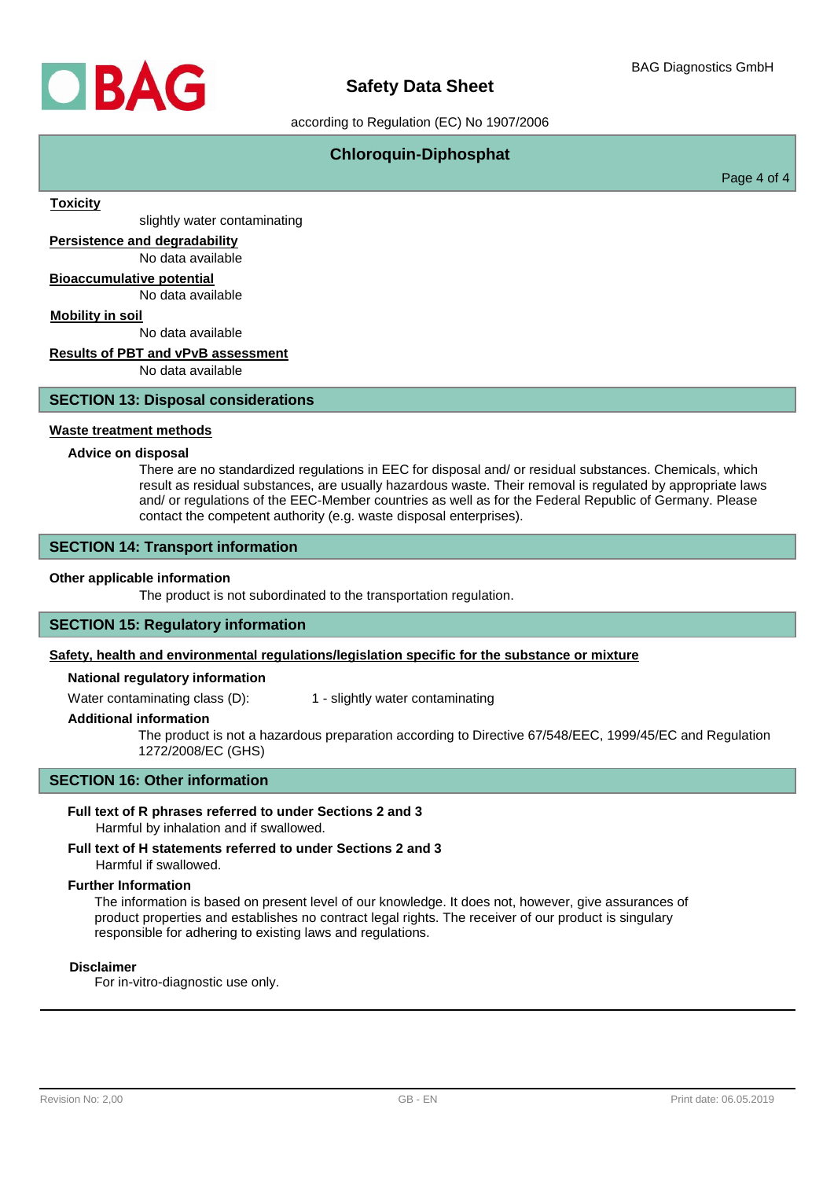**Toxicity**

slightly water contaminating

**Persistence and degradability**

No data available

**Bioaccumulative potential**

No data available

**Mobility in soil**

No data available

**Results of PBT and vPvB assessment**

No data available

## SECTION 13: Disposal considerations

**Waste treatment methods**

**Advice on disposal**

There are no standardized regulations in EEC for disposal and/ or residual substances. Chemicals, which result as residual substances, are usually hazardous waste. Their removal is regulated by appropriate laws and/ or regulations of the EEC-Member countries as well as for the Federal Republic of Germany. Please contact the competent authority (e.g. waste disposal enterprises).

## SECTION 14: Transport information

**Other applicable information**

The product is not subordinated to the transportation regulation.

## SECTION 15: Regulatory information

**Safety, health and environmental regulations/legislation specific for the substance or mixture**

**National regulatory information**

Water contaminating class (D): 1 - slightly water contaminating

**Additional information**

The product is not a hazardous preparation according to Directive 67/548/EEC, 1999/45/EC and Regulation 1272/2008/EC (GHS)

## SECTION 16: Other information

**Full text of R phrases referred to under Sections 2 and 3**

Harmful by inhalation and if swallowed.

**Full text of H statements referred to under Sections 2 and 3**

Harmful if swallowed.

**Further Information**

The information is based on present level of our knowledge. It does not, however, give assurances of product properties and establishes no contract legal rights. The receiver of our product is singulary responsible for adhering to existing laws and regulations.

**Disclaimer**

For in-vitro-diagnostic use only.